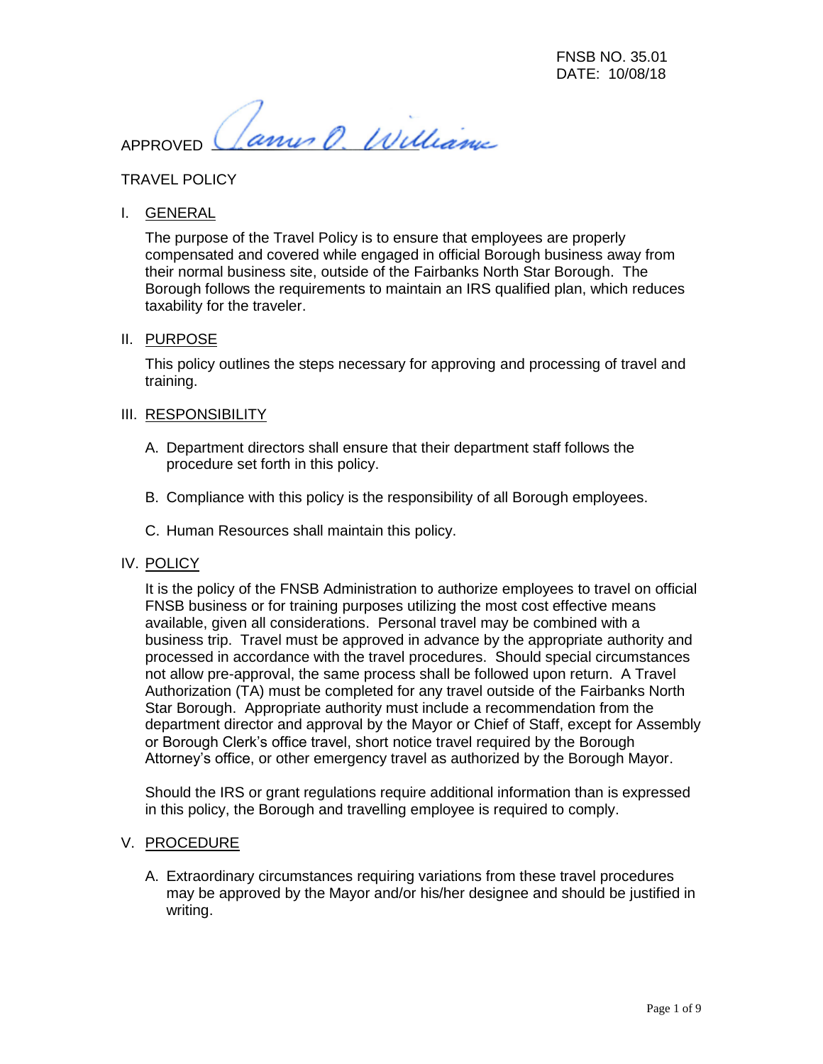FNSB NO. 35.01
DATE: 10/08/18

APPROVED James O. Williams

# TRAVEL POLICY

## I. GENERAL

The purpose of the Travel Policy is to ensure that employees are properly compensated and covered while engaged in official Borough business away from their normal business site, outside of the Fairbanks North Star Borough. The Borough follows the requirements to maintain an IRS qualified plan, which reduces taxability for the traveler.

## II. PURPOSE

This policy outlines the steps necessary for approving and processing of travel and training.

## III. RESPONSIBILITY

A. Department directors shall ensure that their department staff follows the procedure set forth in this policy.

B. Compliance with this policy is the responsibility of all Borough employees.

C. Human Resources shall maintain this policy.

## IV. POLICY

It is the policy of the FNSB Administration to authorize employees to travel on official FNSB business or for training purposes utilizing the most cost effective means available, given all considerations. Personal travel may be combined with a business trip. Travel must be approved in advance by the appropriate authority and processed in accordance with the travel procedures. Should special circumstances not allow pre-approval, the same process shall be followed upon return. A Travel Authorization (TA) must be completed for any travel outside of the Fairbanks North Star Borough. Appropriate authority must include a recommendation from the department director and approval by the Mayor or Chief of Staff, except for Assembly or Borough Clerk's office travel, short notice travel required by the Borough Attorney's office, or other emergency travel as authorized by the Borough Mayor.

Should the IRS or grant regulations require additional information than is expressed in this policy, the Borough and travelling employee is required to comply.

## V. PROCEDURE

A. Extraordinary circumstances requiring variations from these travel procedures may be approved by the Mayor and/or his/her designee and should be justified in writing.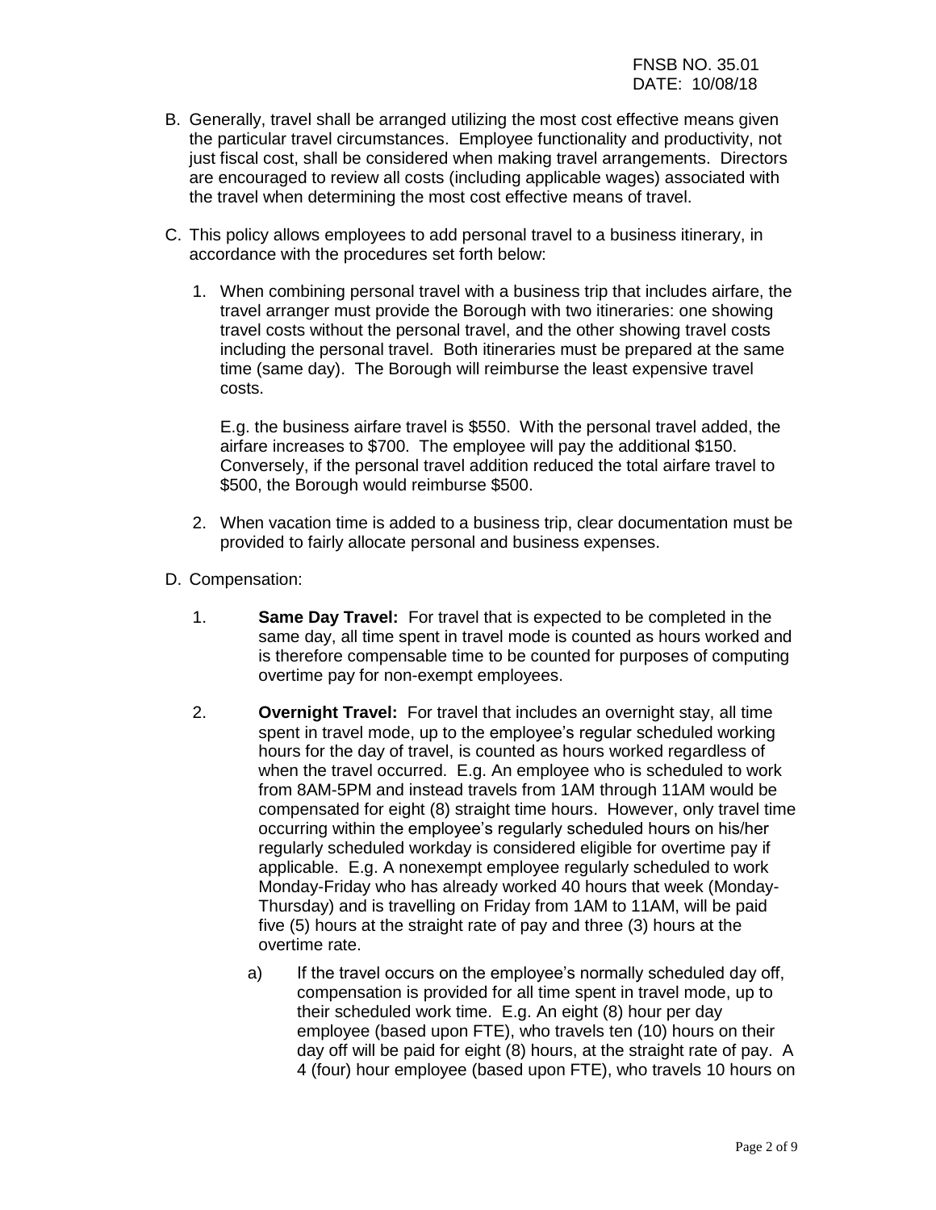B. Generally, travel shall be arranged utilizing the most cost effective means given the particular travel circumstances. Employee functionality and productivity, not just fiscal cost, shall be considered when making travel arrangements. Directors are encouraged to review all costs (including applicable wages) associated with the travel when determining the most cost effective means of travel.

C. This policy allows employees to add personal travel to a business itinerary, in accordance with the procedures set forth below:

   1. When combining personal travel with a business trip that includes airfare, the travel arranger must provide the Borough with two itineraries: one showing travel costs without the personal travel, and the other showing travel costs including the personal travel. Both itineraries must be prepared at the same time (same day). The Borough will reimburse the least expensive travel costs.

      E.g. the business airfare travel is $550. With the personal travel added, the airfare increases to $700. The employee will pay the additional $150. Conversely, if the personal travel addition reduced the total airfare travel to $500, the Borough would reimburse $500.

   2. When vacation time is added to a business trip, clear documentation must be provided to fairly allocate personal and business expenses.

D. Compensation:

   1. **Same Day Travel:** For travel that is expected to be completed in the same day, all time spent in travel mode is counted as hours worked and is therefore compensable time to be counted for purposes of computing overtime pay for non-exempt employees.

   2. **Overnight Travel:** For travel that includes an overnight stay, all time spent in travel mode, up to the employee's regular scheduled working hours for the day of travel, is counted as hours worked regardless of when the travel occurred. E.g. An employee who is scheduled to work from 8AM-5PM and instead travels from 1AM through 11AM would be compensated for eight (8) straight time hours. However, only travel time occurring within the employee's regularly scheduled hours on his/her regularly scheduled workday is considered eligible for overtime pay if applicable. E.g. A nonexempt employee regularly scheduled to work Monday-Friday who has already worked 40 hours that week (Monday-Thursday) and is travelling on Friday from 1AM to 11AM, will be paid five (5) hours at the straight rate of pay and three (3) hours at the overtime rate.

      a) If the travel occurs on the employee's normally scheduled day off, compensation is provided for all time spent in travel mode, up to their scheduled work time. E.g. An eight (8) hour per day employee (based upon FTE), who travels ten (10) hours on their day off will be paid for eight (8) hours, at the straight rate of pay. A 4 (four) hour employee (based upon FTE), who travels 10 hours on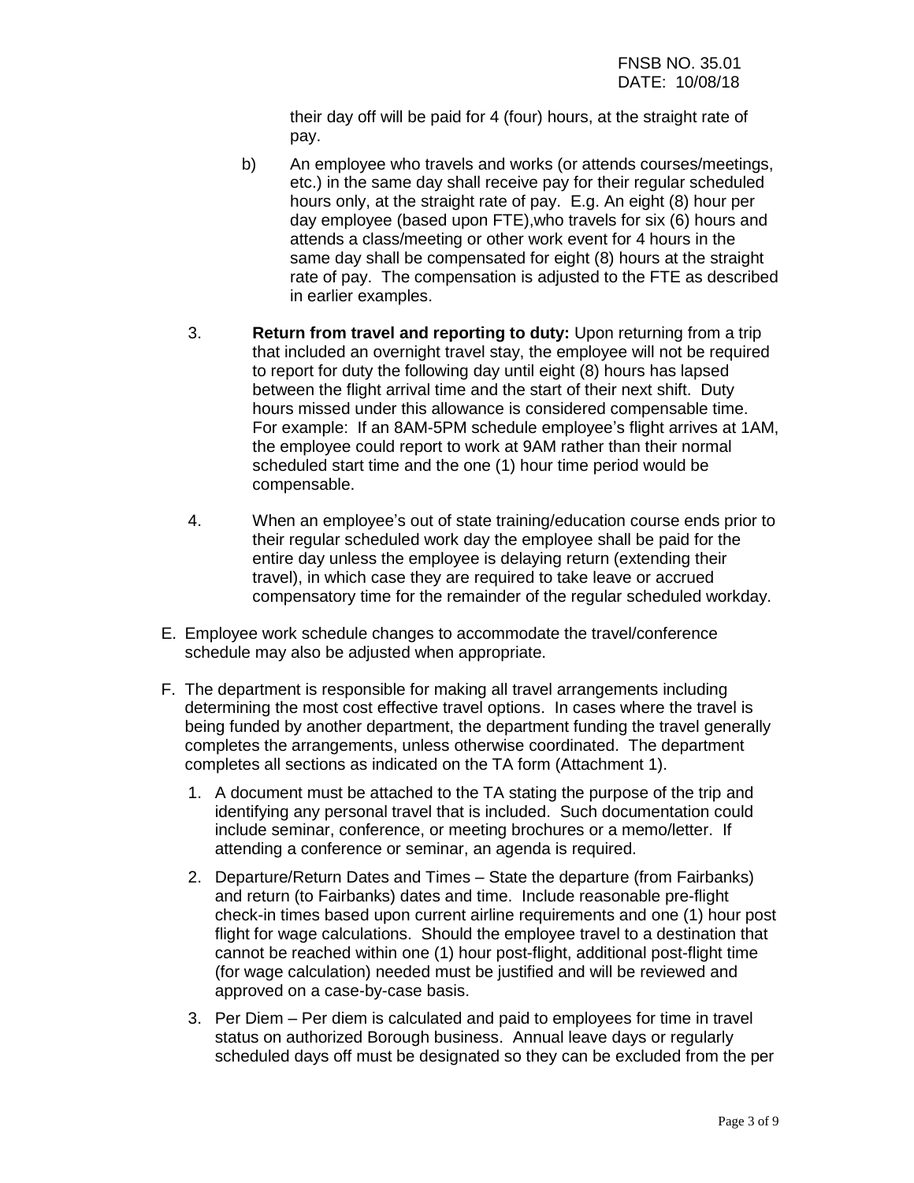their day off will be paid for 4 (four) hours, at the straight rate of pay.

b) An employee who travels and works (or attends courses/meetings, etc.) in the same day shall receive pay for their regular scheduled hours only, at the straight rate of pay. E.g. An eight (8) hour per day employee (based upon FTE),who travels for six (6) hours and attends a class/meeting or other work event for 4 hours in the same day shall be compensated for eight (8) hours at the straight rate of pay. The compensation is adjusted to the FTE as described in earlier examples.

3. **Return from travel and reporting to duty:** Upon returning from a trip that included an overnight travel stay, the employee will not be required to report for duty the following day until eight (8) hours has lapsed between the flight arrival time and the start of their next shift. Duty hours missed under this allowance is considered compensable time. For example: If an 8AM-5PM schedule employee's flight arrives at 1AM, the employee could report to work at 9AM rather than their normal scheduled start time and the one (1) hour time period would be compensable.

4. When an employee's out of state training/education course ends prior to their regular scheduled work day the employee shall be paid for the entire day unless the employee is delaying return (extending their travel), in which case they are required to take leave or accrued compensatory time for the remainder of the regular scheduled workday.

E. Employee work schedule changes to accommodate the travel/conference schedule may also be adjusted when appropriate.

F. The department is responsible for making all travel arrangements including determining the most cost effective travel options. In cases where the travel is being funded by another department, the department funding the travel generally completes the arrangements, unless otherwise coordinated. The department completes all sections as indicated on the TA form (Attachment 1).

1. A document must be attached to the TA stating the purpose of the trip and identifying any personal travel that is included. Such documentation could include seminar, conference, or meeting brochures or a memo/letter. If attending a conference or seminar, an agenda is required.

2. Departure/Return Dates and Times – State the departure (from Fairbanks) and return (to Fairbanks) dates and time. Include reasonable pre-flight check-in times based upon current airline requirements and one (1) hour post flight for wage calculations. Should the employee travel to a destination that cannot be reached within one (1) hour post-flight, additional post-flight time (for wage calculation) needed must be justified and will be reviewed and approved on a case-by-case basis.

3. Per Diem – Per diem is calculated and paid to employees for time in travel status on authorized Borough business. Annual leave days or regularly scheduled days off must be designated so they can be excluded from the per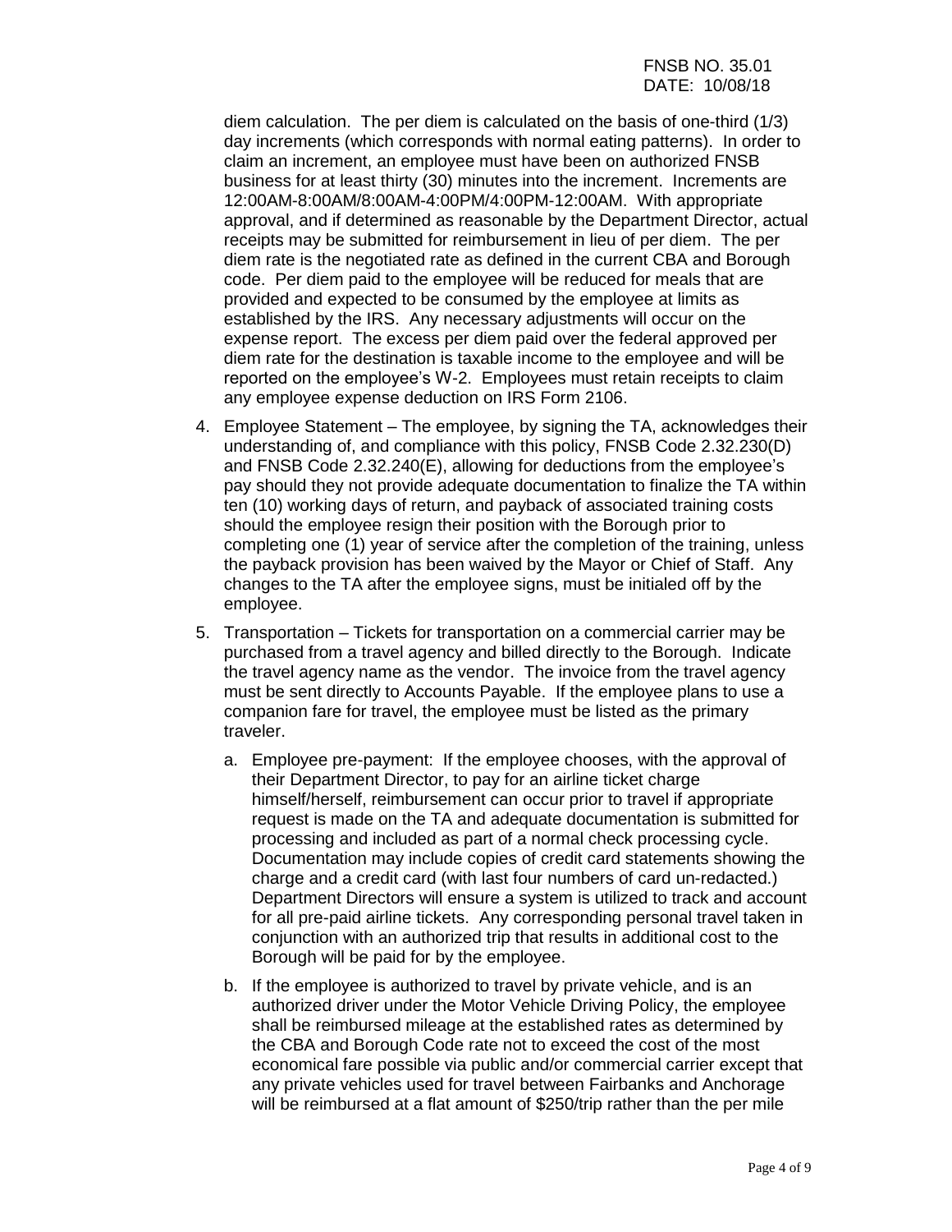diem calculation. The per diem is calculated on the basis of one-third (1/3) day increments (which corresponds with normal eating patterns). In order to claim an increment, an employee must have been on authorized FNSB business for at least thirty (30) minutes into the increment. Increments are 12:00AM-8:00AM/8:00AM-4:00PM/4:00PM-12:00AM. With appropriate approval, and if determined as reasonable by the Department Director, actual receipts may be submitted for reimbursement in lieu of per diem. The per diem rate is the negotiated rate as defined in the current CBA and Borough code. Per diem paid to the employee will be reduced for meals that are provided and expected to be consumed by the employee at limits as established by the IRS. Any necessary adjustments will occur on the expense report. The excess per diem paid over the federal approved per diem rate for the destination is taxable income to the employee and will be reported on the employee's W-2. Employees must retain receipts to claim any employee expense deduction on IRS Form 2106.

4. Employee Statement – The employee, by signing the TA, acknowledges their understanding of, and compliance with this policy, FNSB Code 2.32.230(D) and FNSB Code 2.32.240(E), allowing for deductions from the employee's pay should they not provide adequate documentation to finalize the TA within ten (10) working days of return, and payback of associated training costs should the employee resign their position with the Borough prior to completing one (1) year of service after the completion of the training, unless the payback provision has been waived by the Mayor or Chief of Staff. Any changes to the TA after the employee signs, must be initialed off by the employee.

5. Transportation – Tickets for transportation on a commercial carrier may be purchased from a travel agency and billed directly to the Borough. Indicate the travel agency name as the vendor. The invoice from the travel agency must be sent directly to Accounts Payable. If the employee plans to use a companion fare for travel, the employee must be listed as the primary traveler.

   a. Employee pre-payment: If the employee chooses, with the approval of their Department Director, to pay for an airline ticket charge himself/herself, reimbursement can occur prior to travel if appropriate request is made on the TA and adequate documentation is submitted for processing and included as part of a normal check processing cycle. Documentation may include copies of credit card statements showing the charge and a credit card (with last four numbers of card un-redacted.) Department Directors will ensure a system is utilized to track and account for all pre-paid airline tickets. Any corresponding personal travel taken in conjunction with an authorized trip that results in additional cost to the Borough will be paid for by the employee.

   b. If the employee is authorized to travel by private vehicle, and is an authorized driver under the Motor Vehicle Driving Policy, the employee shall be reimbursed mileage at the established rates as determined by the CBA and Borough Code rate not to exceed the cost of the most economical fare possible via public and/or commercial carrier except that any private vehicles used for travel between Fairbanks and Anchorage will be reimbursed at a flat amount of $250/trip rather than the per mile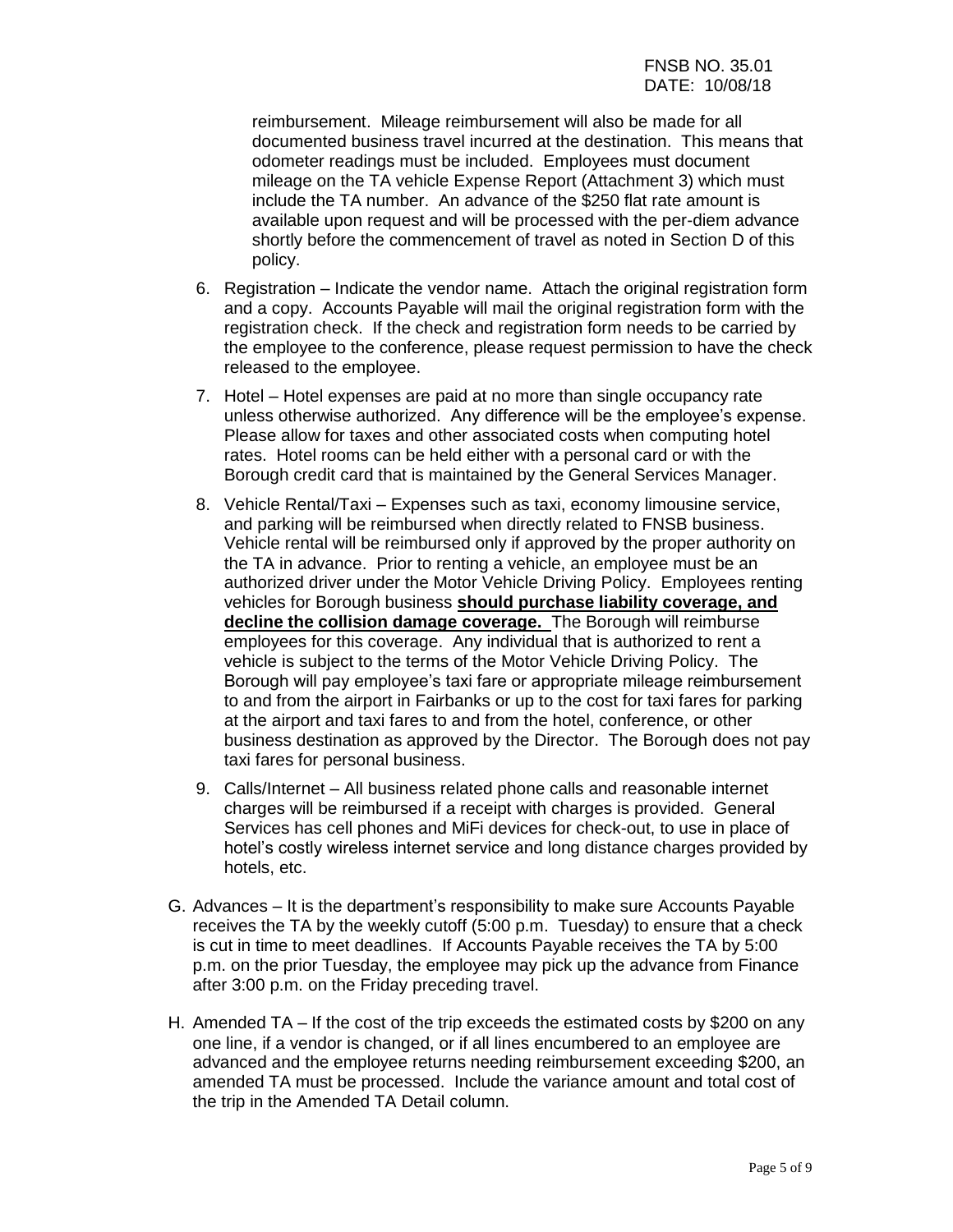reimbursement. Mileage reimbursement will also be made for all documented business travel incurred at the destination. This means that odometer readings must be included. Employees must document mileage on the TA vehicle Expense Report (Attachment 3) which must include the TA number. An advance of the $250 flat rate amount is available upon request and will be processed with the per-diem advance shortly before the commencement of travel as noted in Section D of this policy.

6. Registration – Indicate the vendor name. Attach the original registration form and a copy. Accounts Payable will mail the original registration form with the registration check. If the check and registration form needs to be carried by the employee to the conference, please request permission to have the check released to the employee.

7. Hotel – Hotel expenses are paid at no more than single occupancy rate unless otherwise authorized. Any difference will be the employee's expense. Please allow for taxes and other associated costs when computing hotel rates. Hotel rooms can be held either with a personal card or with the Borough credit card that is maintained by the General Services Manager.

8. Vehicle Rental/Taxi – Expenses such as taxi, economy limousine service, and parking will be reimbursed when directly related to FNSB business. Vehicle rental will be reimbursed only if approved by the proper authority on the TA in advance. Prior to renting a vehicle, an employee must be an authorized driver under the Motor Vehicle Driving Policy. Employees renting vehicles for Borough business **should purchase liability coverage, and decline the collision damage coverage.** The Borough will reimburse employees for this coverage. Any individual that is authorized to rent a vehicle is subject to the terms of the Motor Vehicle Driving Policy. The Borough will pay employee's taxi fare or appropriate mileage reimbursement to and from the airport in Fairbanks or up to the cost for taxi fares for parking at the airport and taxi fares to and from the hotel, conference, or other business destination as approved by the Director. The Borough does not pay taxi fares for personal business.

9. Calls/Internet – All business related phone calls and reasonable internet charges will be reimbursed if a receipt with charges is provided. General Services has cell phones and MiFi devices for check-out, to use in place of hotel's costly wireless internet service and long distance charges provided by hotels, etc.

G. Advances – It is the department's responsibility to make sure Accounts Payable receives the TA by the weekly cutoff (5:00 p.m. Tuesday) to ensure that a check is cut in time to meet deadlines. If Accounts Payable receives the TA by 5:00 p.m. on the prior Tuesday, the employee may pick up the advance from Finance after 3:00 p.m. on the Friday preceding travel.

H. Amended TA – If the cost of the trip exceeds the estimated costs by $200 on any one line, if a vendor is changed, or if all lines encumbered to an employee are advanced and the employee returns needing reimbursement exceeding $200, an amended TA must be processed. Include the variance amount and total cost of the trip in the Amended TA Detail column.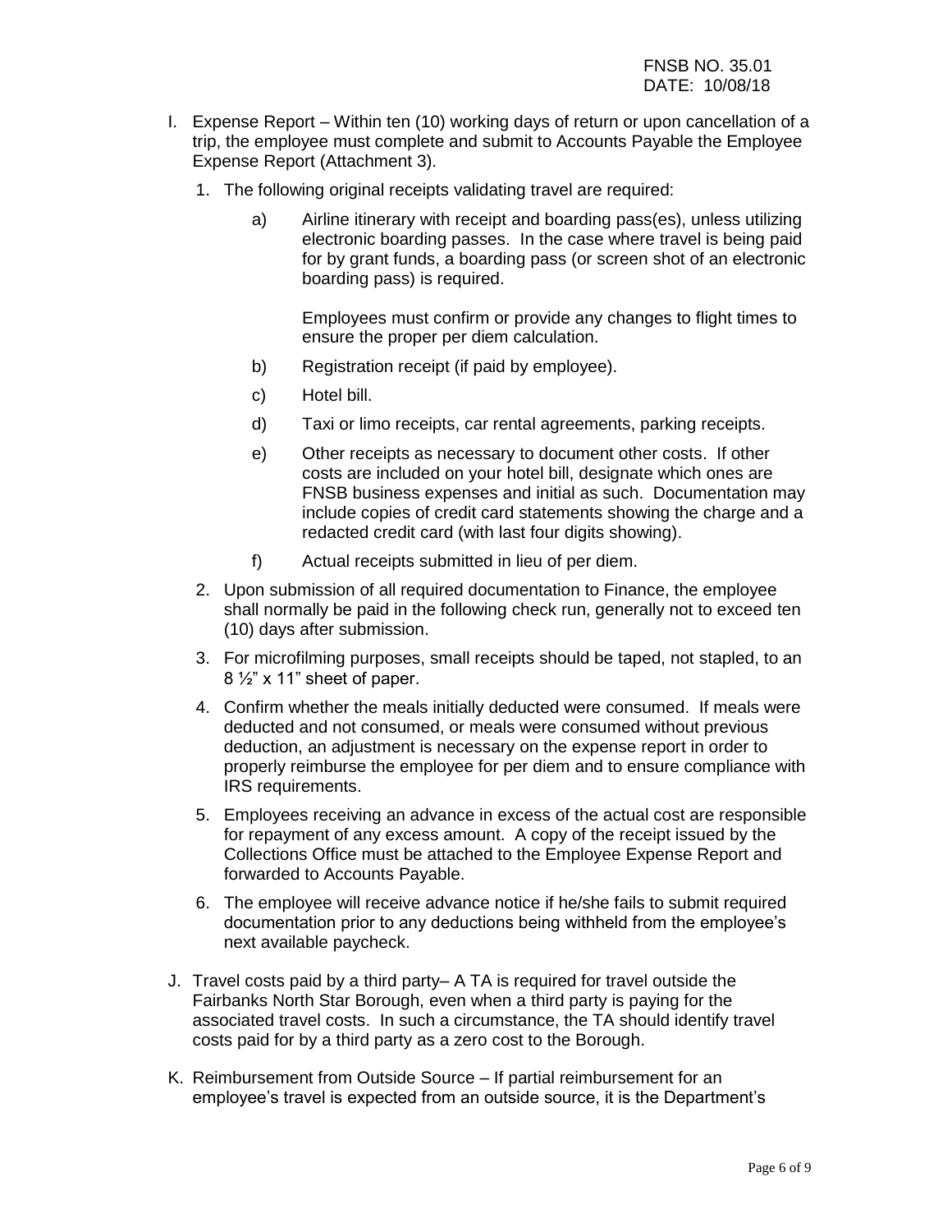I. Expense Report – Within ten (10) working days of return or upon cancellation of a trip, the employee must complete and submit to Accounts Payable the Employee Expense Report (Attachment 3).

   1. The following original receipts validating travel are required:

      a) Airline itinerary with receipt and boarding pass(es), unless utilizing electronic boarding passes. In the case where travel is being paid for by grant funds, a boarding pass (or screen shot of an electronic boarding pass) is required.

         Employees must confirm or provide any changes to flight times to ensure the proper per diem calculation.

      b) Registration receipt (if paid by employee).

      c) Hotel bill.

      d) Taxi or limo receipts, car rental agreements, parking receipts.

      e) Other receipts as necessary to document other costs. If other costs are included on your hotel bill, designate which ones are FNSB business expenses and initial as such. Documentation may include copies of credit card statements showing the charge and a redacted credit card (with last four digits showing).

      f) Actual receipts submitted in lieu of per diem.

   2. Upon submission of all required documentation to Finance, the employee shall normally be paid in the following check run, generally not to exceed ten (10) days after submission.

   3. For microfilming purposes, small receipts should be taped, not stapled, to an 8 ½" x 11" sheet of paper.

   4. Confirm whether the meals initially deducted were consumed. If meals were deducted and not consumed, or meals were consumed without previous deduction, an adjustment is necessary on the expense report in order to properly reimburse the employee for per diem and to ensure compliance with IRS requirements.

   5. Employees receiving an advance in excess of the actual cost are responsible for repayment of any excess amount. A copy of the receipt issued by the Collections Office must be attached to the Employee Expense Report and forwarded to Accounts Payable.

   6. The employee will receive advance notice if he/she fails to submit required documentation prior to any deductions being withheld from the employee's next available paycheck.

J. Travel costs paid by a third party– A TA is required for travel outside the Fairbanks North Star Borough, even when a third party is paying for the associated travel costs. In such a circumstance, the TA should identify travel costs paid for by a third party as a zero cost to the Borough.

K. Reimbursement from Outside Source – If partial reimbursement for an employee's travel is expected from an outside source, it is the Department's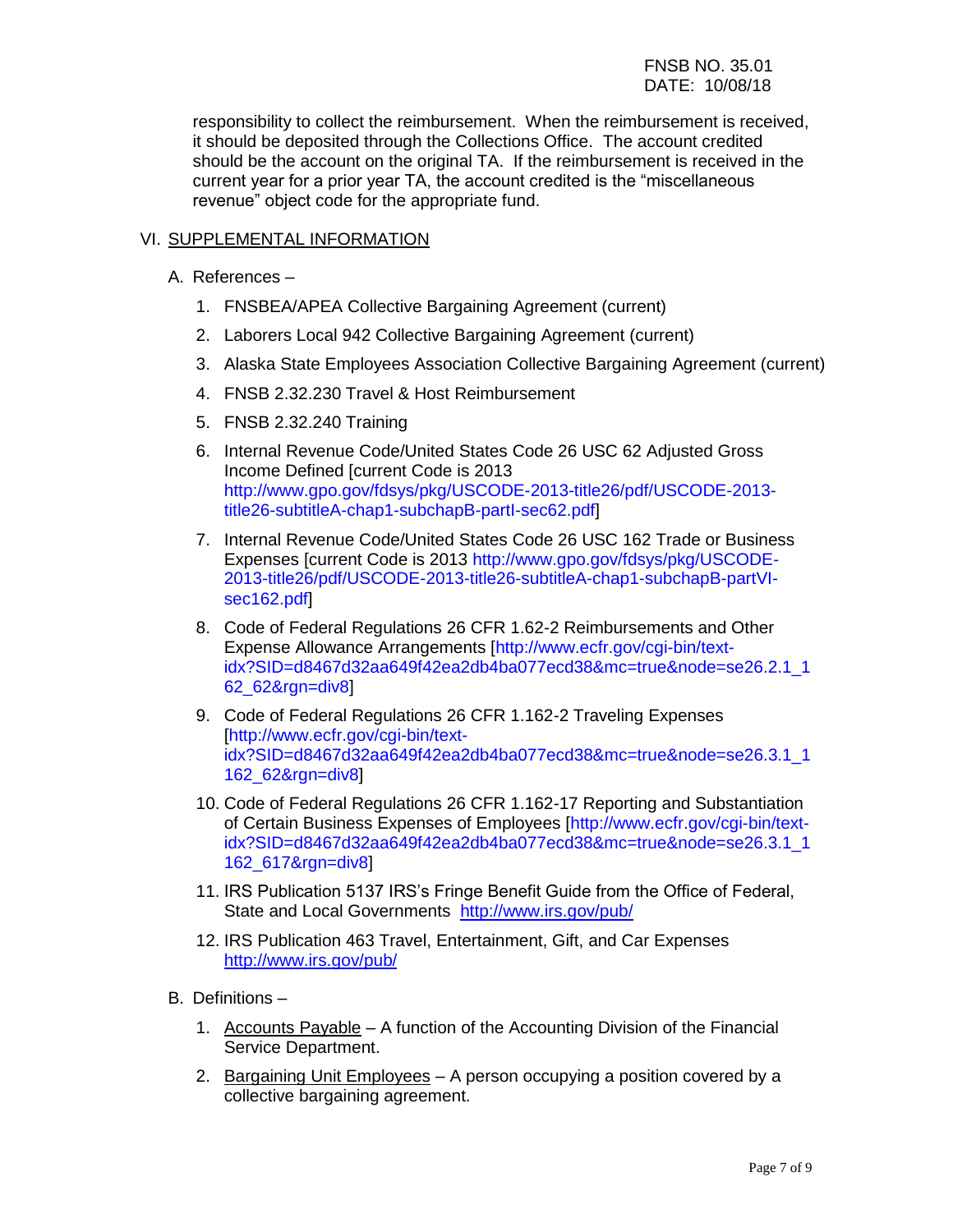responsibility to collect the reimbursement. When the reimbursement is received, it should be deposited through the Collections Office. The account credited should be the account on the original TA. If the reimbursement is received in the current year for a prior year TA, the account credited is the "miscellaneous revenue" object code for the appropriate fund.

## VI. SUPPLEMENTAL INFORMATION

A. References –

1. FNSBEA/APEA Collective Bargaining Agreement (current)
2. Laborers Local 942 Collective Bargaining Agreement (current)
3. Alaska State Employees Association Collective Bargaining Agreement (current)
4. FNSB 2.32.230 Travel & Host Reimbursement
5. FNSB 2.32.240 Training
6. Internal Revenue Code/United States Code 26 USC 62 Adjusted Gross Income Defined [current Code is 2013 http://www.gpo.gov/fdsys/pkg/USCODE-2013-title26/pdf/USCODE-2013-title26-subtitleA-chap1-subchapB-partI-sec62.pdf]
7. Internal Revenue Code/United States Code 26 USC 162 Trade or Business Expenses [current Code is 2013 http://www.gpo.gov/fdsys/pkg/USCODE-2013-title26/pdf/USCODE-2013-title26-subtitleA-chap1-subchapB-partVI-sec162.pdf]
8. Code of Federal Regulations 26 CFR 1.62-2 Reimbursements and Other Expense Allowance Arrangements [http://www.ecfr.gov/cgi-bin/text-idx?SID=d8467d32aa649f42ea2db4ba077ecd38&mc=true&node=se26.2.1_162_62&rgn=div8]
9. Code of Federal Regulations 26 CFR 1.162-2 Traveling Expenses [http://www.ecfr.gov/cgi-bin/text-idx?SID=d8467d32aa649f42ea2db4ba077ecd38&mc=true&node=se26.3.1_1162_62&rgn=div8]
10. Code of Federal Regulations 26 CFR 1.162-17 Reporting and Substantiation of Certain Business Expenses of Employees [http://www.ecfr.gov/cgi-bin/text-idx?SID=d8467d32aa649f42ea2db4ba077ecd38&mc=true&node=se26.3.1_1162_617&rgn=div8]
11. IRS Publication 5137 IRS's Fringe Benefit Guide from the Office of Federal, State and Local Governments http://www.irs.gov/pub/
12. IRS Publication 463 Travel, Entertainment, Gift, and Car Expenses http://www.irs.gov/pub/

B. Definitions –

1. Accounts Payable – A function of the Accounting Division of the Financial Service Department.
2. Bargaining Unit Employees – A person occupying a position covered by a collective bargaining agreement.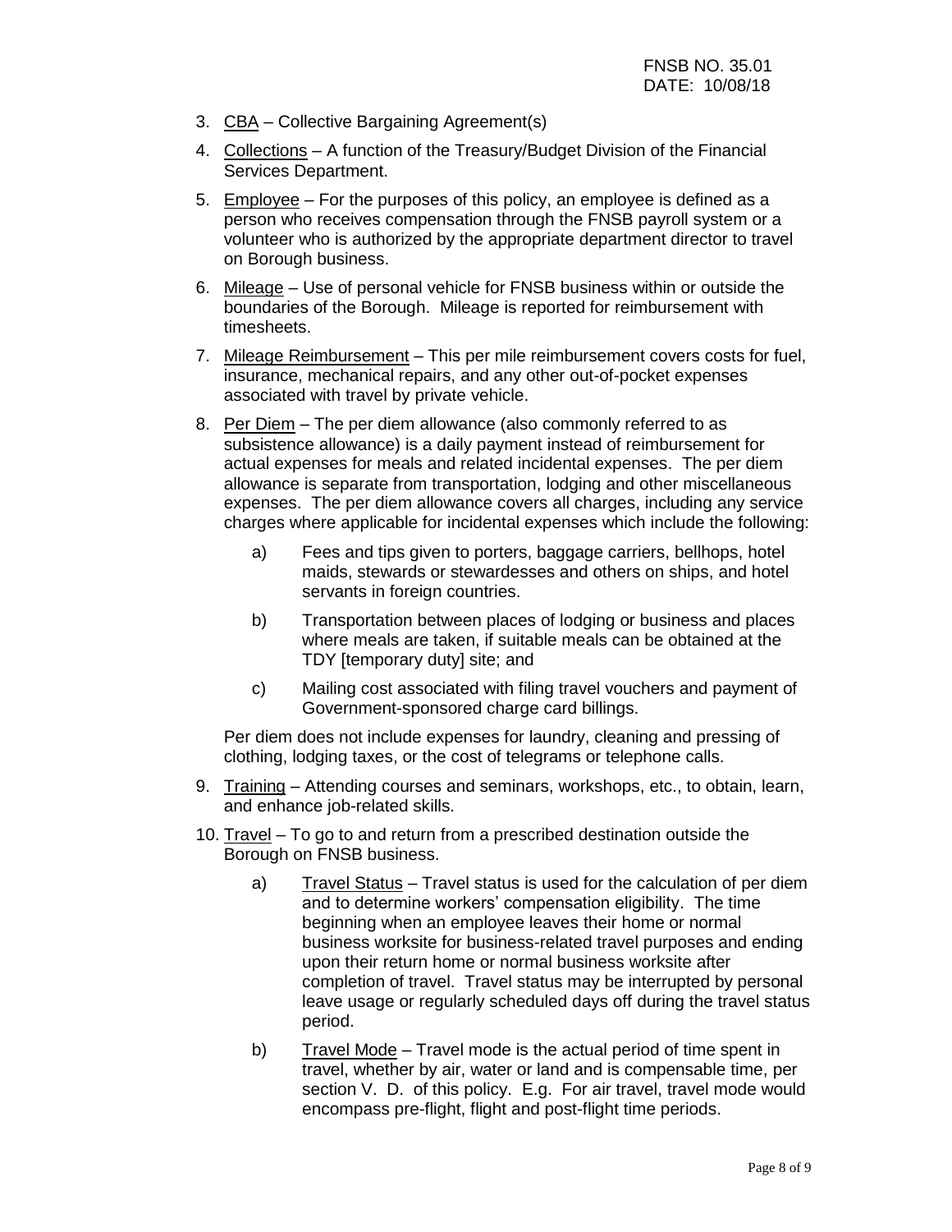3. CBA – Collective Bargaining Agreement(s)

4. Collections – A function of the Treasury/Budget Division of the Financial Services Department.

5. Employee – For the purposes of this policy, an employee is defined as a person who receives compensation through the FNSB payroll system or a volunteer who is authorized by the appropriate department director to travel on Borough business.

6. Mileage – Use of personal vehicle for FNSB business within or outside the boundaries of the Borough. Mileage is reported for reimbursement with timesheets.

7. Mileage Reimbursement – This per mile reimbursement covers costs for fuel, insurance, mechanical repairs, and any other out-of-pocket expenses associated with travel by private vehicle.

8. Per Diem – The per diem allowance (also commonly referred to as subsistence allowance) is a daily payment instead of reimbursement for actual expenses for meals and related incidental expenses. The per diem allowance is separate from transportation, lodging and other miscellaneous expenses. The per diem allowance covers all charges, including any service charges where applicable for incidental expenses which include the following:

   a) Fees and tips given to porters, baggage carriers, bellhops, hotel maids, stewards or stewardesses and others on ships, and hotel servants in foreign countries.

   b) Transportation between places of lodging or business and places where meals are taken, if suitable meals can be obtained at the TDY [temporary duty] site; and

   c) Mailing cost associated with filing travel vouchers and payment of Government-sponsored charge card billings.

   Per diem does not include expenses for laundry, cleaning and pressing of clothing, lodging taxes, or the cost of telegrams or telephone calls.

9. Training – Attending courses and seminars, workshops, etc., to obtain, learn, and enhance job-related skills.

10. Travel – To go to and return from a prescribed destination outside the Borough on FNSB business.

    a) Travel Status – Travel status is used for the calculation of per diem and to determine workers' compensation eligibility. The time beginning when an employee leaves their home or normal business worksite for business-related travel purposes and ending upon their return home or normal business worksite after completion of travel. Travel status may be interrupted by personal leave usage or regularly scheduled days off during the travel status period.

    b) Travel Mode – Travel mode is the actual period of time spent in travel, whether by air, water or land and is compensable time, per section V. D. of this policy. E.g. For air travel, travel mode would encompass pre-flight, flight and post-flight time periods.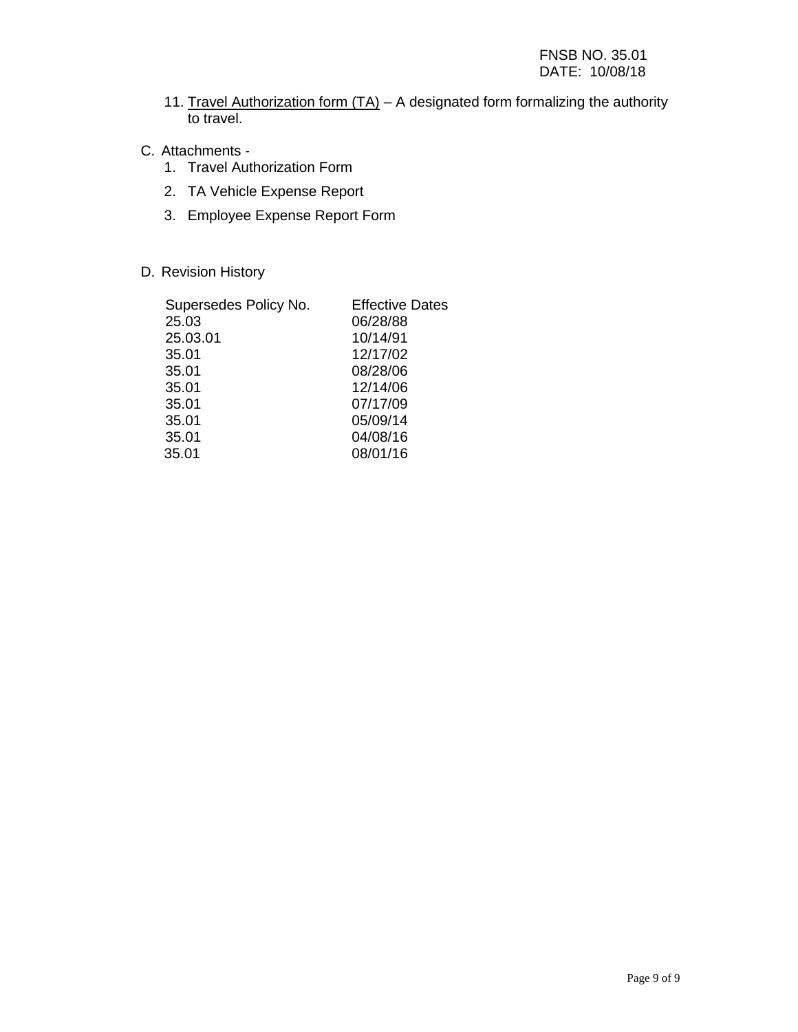11. Travel Authorization form (TA) – A designated form formalizing the authority to travel.

C. Attachments -

1. Travel Authorization Form
2. TA Vehicle Expense Report
3. Employee Expense Report Form

D. Revision History

| Supersedes Policy No. | Effective Dates |
| --- | --- |
| 25.03 | 06/28/88 |
| 25.03.01 | 10/14/91 |
| 35.01 | 12/17/02 |
| 35.01 | 08/28/06 |
| 35.01 | 12/14/06 |
| 35.01 | 07/17/09 |
| 35.01 | 05/09/14 |
| 35.01 | 04/08/16 |
| 35.01 | 08/01/16 |